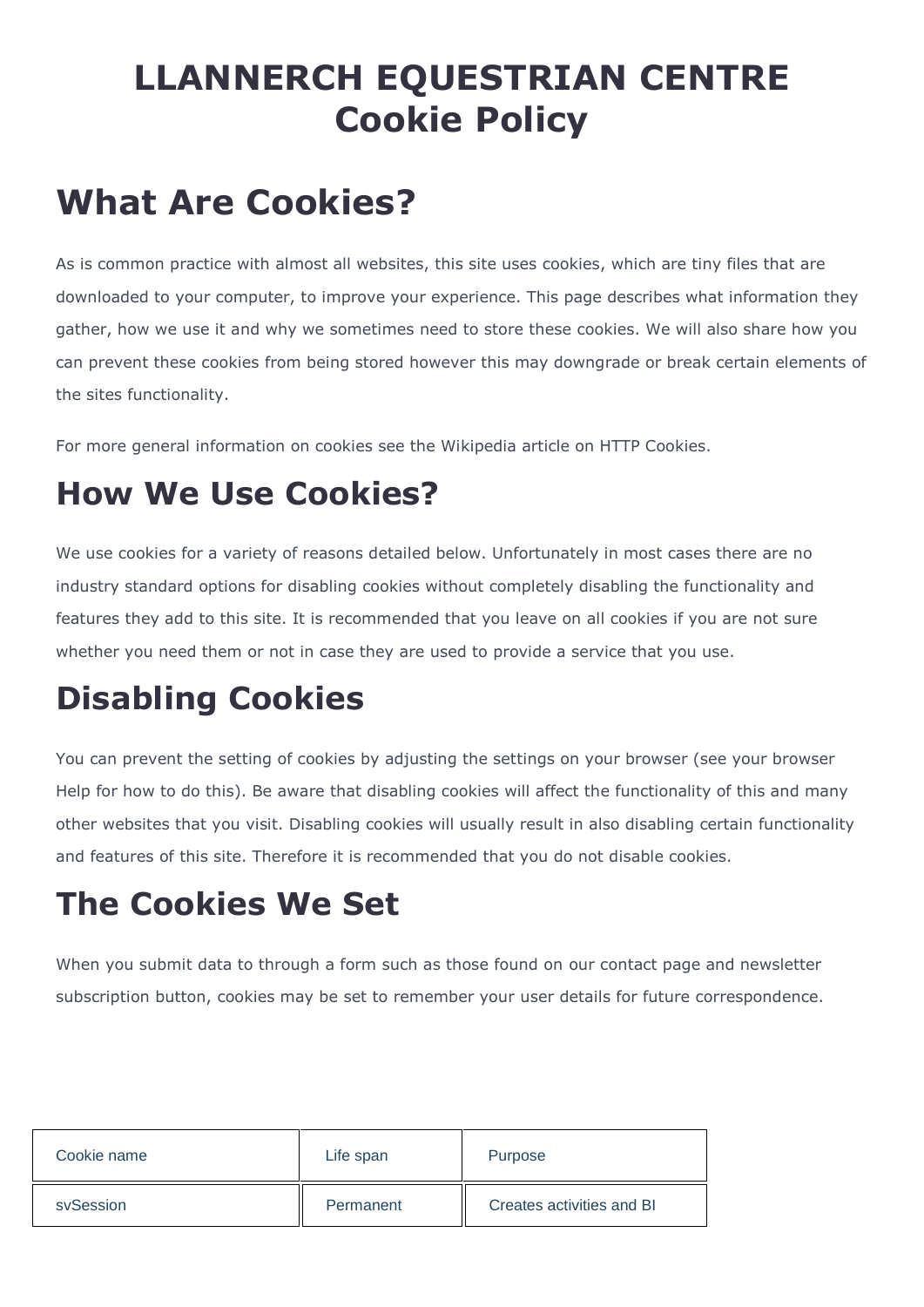# LLANNERCH EQUESTRIAN CENTRE Cookie Policy

## What Are Cookies?

As is common practice with almost all websites, this site uses cookies, which are tiny files that are downloaded to your computer, to improve your experience. This page describes what information they gather, how we use it and why we sometimes need to store these cookies. We will also share how you can prevent these cookies from being stored however this may downgrade or break certain elements of the sites functionality.

For more general information on cookies see the Wikipedia article on HTTP Cookies.

## How We Use Cookies?

We use cookies for a variety of reasons detailed below. Unfortunately in most cases there are no industry standard options for disabling cookies without completely disabling the functionality and features they add to this site. It is recommended that you leave on all cookies if you are not sure whether you need them or not in case they are used to provide a service that you use.

## Disabling Cookies

You can prevent the setting of cookies by adjusting the settings on your browser (see your browser Help for how to do this). Be aware that disabling cookies will affect the functionality of this and many other websites that you visit. Disabling cookies will usually result in also disabling certain functionality and features of this site. Therefore it is recommended that you do not disable cookies.

## The Cookies We Set

When you submit data to through a form such as those found on our contact page and newsletter subscription button, cookies may be set to remember your user details for future correspondence.

| Cookie name | Life span | Purpose |
| --- | --- | --- |
| svSession | Permanent | Creates activities and BI |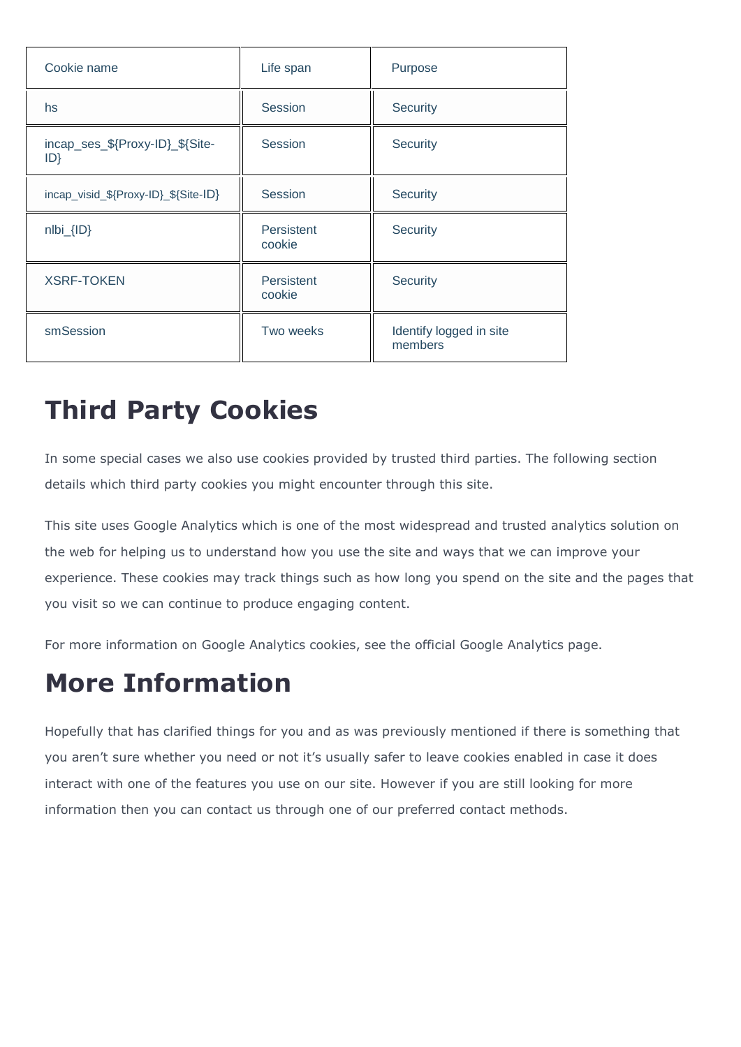| Cookie name | Life span | Purpose |
| --- | --- | --- |
| hs | Session | Security |
| incap_ses_${Proxy-ID}_${Site-ID} | Session | Security |
| incap_visid_${Proxy-ID}_${Site-ID} | Session | Security |
| nlbi_{ID} | Persistent cookie | Security |
| XSRF-TOKEN | Persistent cookie | Security |
| smSession | Two weeks | Identify logged in site members |

# Third Party Cookies

In some special cases we also use cookies provided by trusted third parties. The following section details which third party cookies you might encounter through this site.

This site uses Google Analytics which is one of the most widespread and trusted analytics solution on the web for helping us to understand how you use the site and ways that we can improve your experience. These cookies may track things such as how long you spend on the site and the pages that you visit so we can continue to produce engaging content.

For more information on Google Analytics cookies, see the official Google Analytics page.

# More Information

Hopefully that has clarified things for you and as was previously mentioned if there is something that you aren't sure whether you need or not it's usually safer to leave cookies enabled in case it does interact with one of the features you use on our site. However if you are still looking for more information then you can contact us through one of our preferred contact methods.